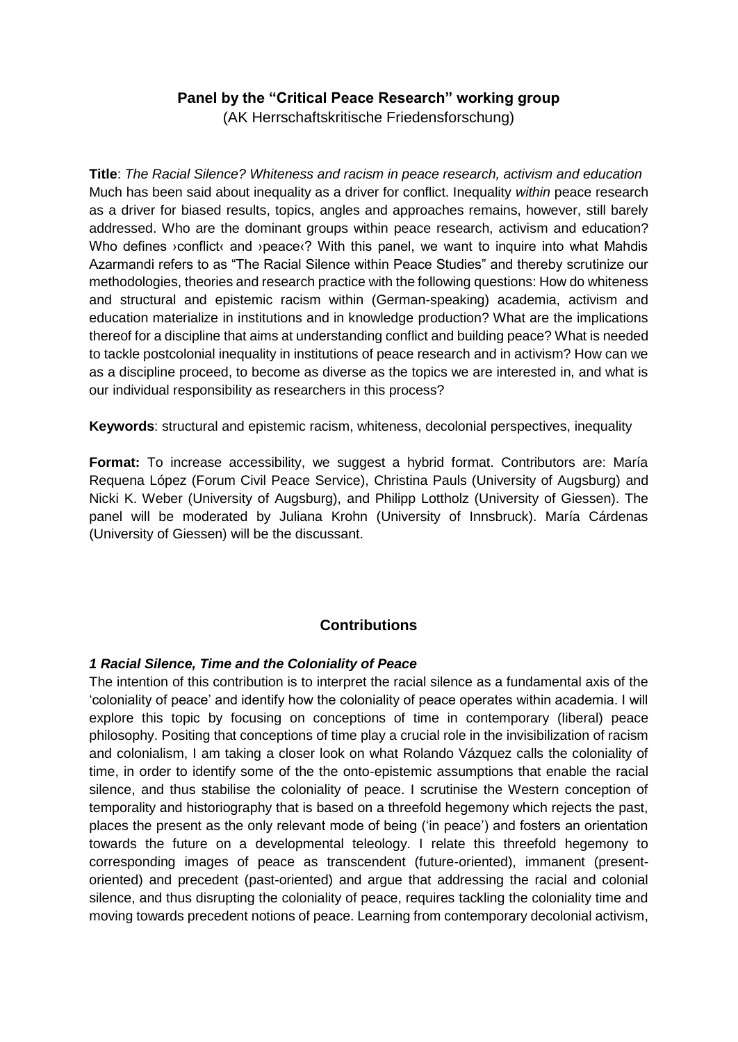**Panel by the "Critical Peace Research" working group**
(AK Herrschaftskritische Friedensforschung)

**Title**: *The Racial Silence? Whiteness and racism in peace research, activism and education*
Much has been said about inequality as a driver for conflict. Inequality *within* peace research as a driver for biased results, topics, angles and approaches remains, however, still barely addressed. Who are the dominant groups within peace research, activism and education? Who defines ›conflict‹ and ›peace‹? With this panel, we want to inquire into what Mahdis Azarmandi refers to as "The Racial Silence within Peace Studies" and thereby scrutinize our methodologies, theories and research practice with the following questions: How do whiteness and structural and epistemic racism within (German-speaking) academia, activism and education materialize in institutions and in knowledge production? What are the implications thereof for a discipline that aims at understanding conflict and building peace? What is needed to tackle postcolonial inequality in institutions of peace research and in activism? How can we as a discipline proceed, to become as diverse as the topics we are interested in, and what is our individual responsibility as researchers in this process?

**Keywords**: structural and epistemic racism, whiteness, decolonial perspectives, inequality

**Format:** To increase accessibility, we suggest a hybrid format. Contributors are: María Requena López (Forum Civil Peace Service), Christina Pauls (University of Augsburg) and Nicki K. Weber (University of Augsburg), and Philipp Lottholz (University of Giessen). The panel will be moderated by Juliana Krohn (University of Innsbruck). María Cárdenas (University of Giessen) will be the discussant.

## Contributions

### *1 Racial Silence, Time and the Coloniality of Peace*

The intention of this contribution is to interpret the racial silence as a fundamental axis of the 'coloniality of peace' and identify how the coloniality of peace operates within academia. I will explore this topic by focusing on conceptions of time in contemporary (liberal) peace philosophy. Positing that conceptions of time play a crucial role in the invisibilization of racism and colonialism, I am taking a closer look on what Rolando Vázquez calls the coloniality of time, in order to identify some of the the onto-epistemic assumptions that enable the racial silence, and thus stabilise the coloniality of peace. I scrutinise the Western conception of temporality and historiography that is based on a threefold hegemony which rejects the past, places the present as the only relevant mode of being ('in peace') and fosters an orientation towards the future on a developmental teleology. I relate this threefold hegemony to corresponding images of peace as transcendent (future-oriented), immanent (present-oriented) and precedent (past-oriented) and argue that addressing the racial and colonial silence, and thus disrupting the coloniality of peace, requires tackling the coloniality time and moving towards precedent notions of peace. Learning from contemporary decolonial activism,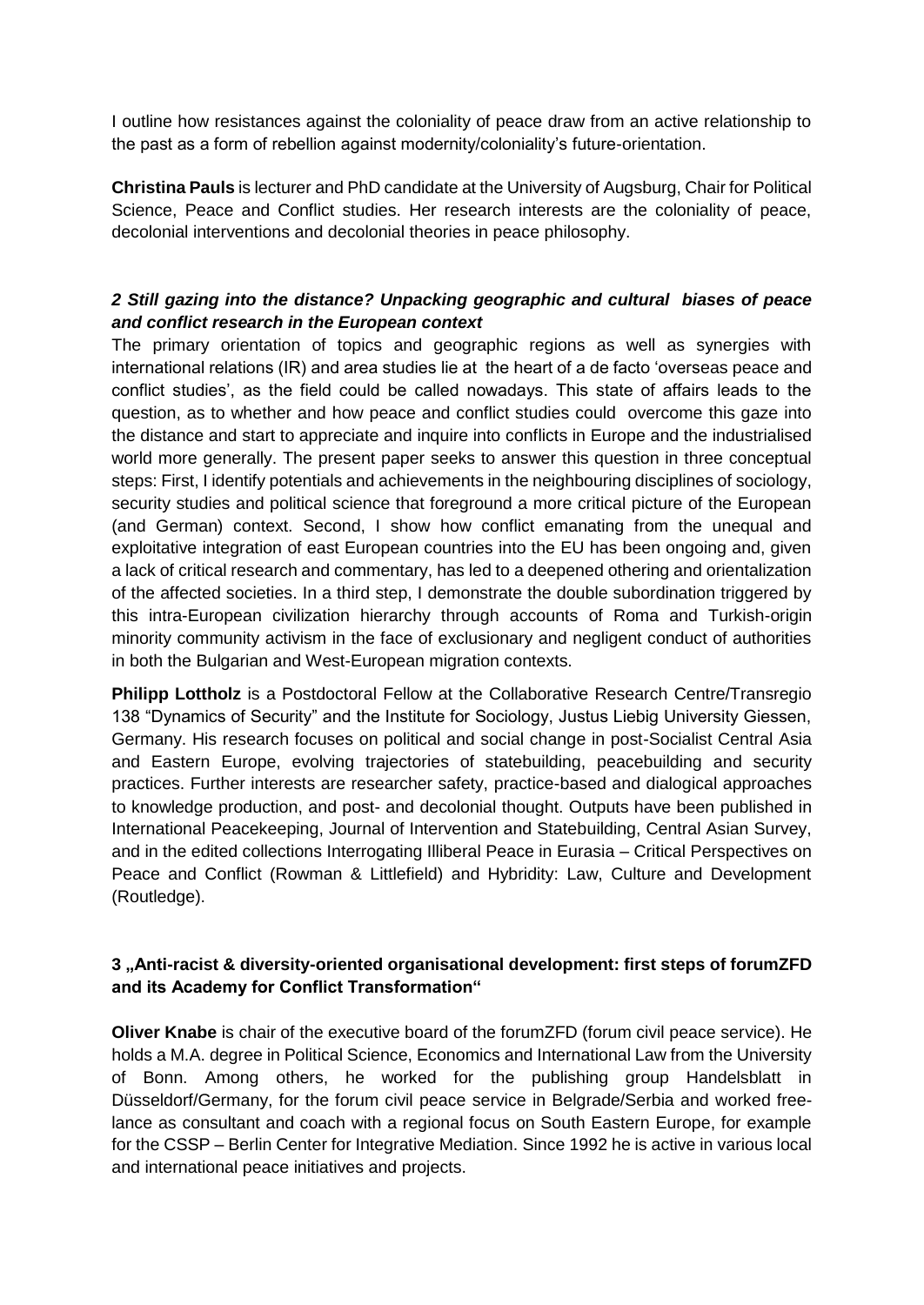I outline how resistances against the coloniality of peace draw from an active relationship to the past as a form of rebellion against modernity/coloniality's future-orientation.

**Christina Pauls** is lecturer and PhD candidate at the University of Augsburg, Chair for Political Science, Peace and Conflict studies. Her research interests are the coloniality of peace, decolonial interventions and decolonial theories in peace philosophy.

### *2 Still gazing into the distance? Unpacking geographic and cultural biases of peace and conflict research in the European context*

The primary orientation of topics and geographic regions as well as synergies with international relations (IR) and area studies lie at the heart of a de facto 'overseas peace and conflict studies', as the field could be called nowadays. This state of affairs leads to the question, as to whether and how peace and conflict studies could overcome this gaze into the distance and start to appreciate and inquire into conflicts in Europe and the industrialised world more generally. The present paper seeks to answer this question in three conceptual steps: First, I identify potentials and achievements in the neighbouring disciplines of sociology, security studies and political science that foreground a more critical picture of the European (and German) context. Second, I show how conflict emanating from the unequal and exploitative integration of east European countries into the EU has been ongoing and, given a lack of critical research and commentary, has led to a deepened othering and orientalization of the affected societies. In a third step, I demonstrate the double subordination triggered by this intra-European civilization hierarchy through accounts of Roma and Turkish-origin minority community activism in the face of exclusionary and negligent conduct of authorities in both the Bulgarian and West-European migration contexts.

**Philipp Lottholz** is a Postdoctoral Fellow at the Collaborative Research Centre/Transregio 138 "Dynamics of Security" and the Institute for Sociology, Justus Liebig University Giessen, Germany. His research focuses on political and social change in post-Socialist Central Asia and Eastern Europe, evolving trajectories of statebuilding, peacebuilding and security practices. Further interests are researcher safety, practice-based and dialogical approaches to knowledge production, and post- and decolonial thought. Outputs have been published in International Peacekeeping, Journal of Intervention and Statebuilding, Central Asian Survey, and in the edited collections Interrogating Illiberal Peace in Eurasia – Critical Perspectives on Peace and Conflict (Rowman & Littlefield) and Hybridity: Law, Culture and Development (Routledge).

### **3 „Anti-racist & diversity-oriented organisational development: first steps of forumZFD and its Academy for Conflict Transformation"**

**Oliver Knabe** is chair of the executive board of the forumZFD (forum civil peace service). He holds a M.A. degree in Political Science, Economics and International Law from the University of Bonn. Among others, he worked for the publishing group Handelsblatt in Düsseldorf/Germany, for the forum civil peace service in Belgrade/Serbia and worked free-lance as consultant and coach with a regional focus on South Eastern Europe, for example for the CSSP – Berlin Center for Integrative Mediation. Since 1992 he is active in various local and international peace initiatives and projects.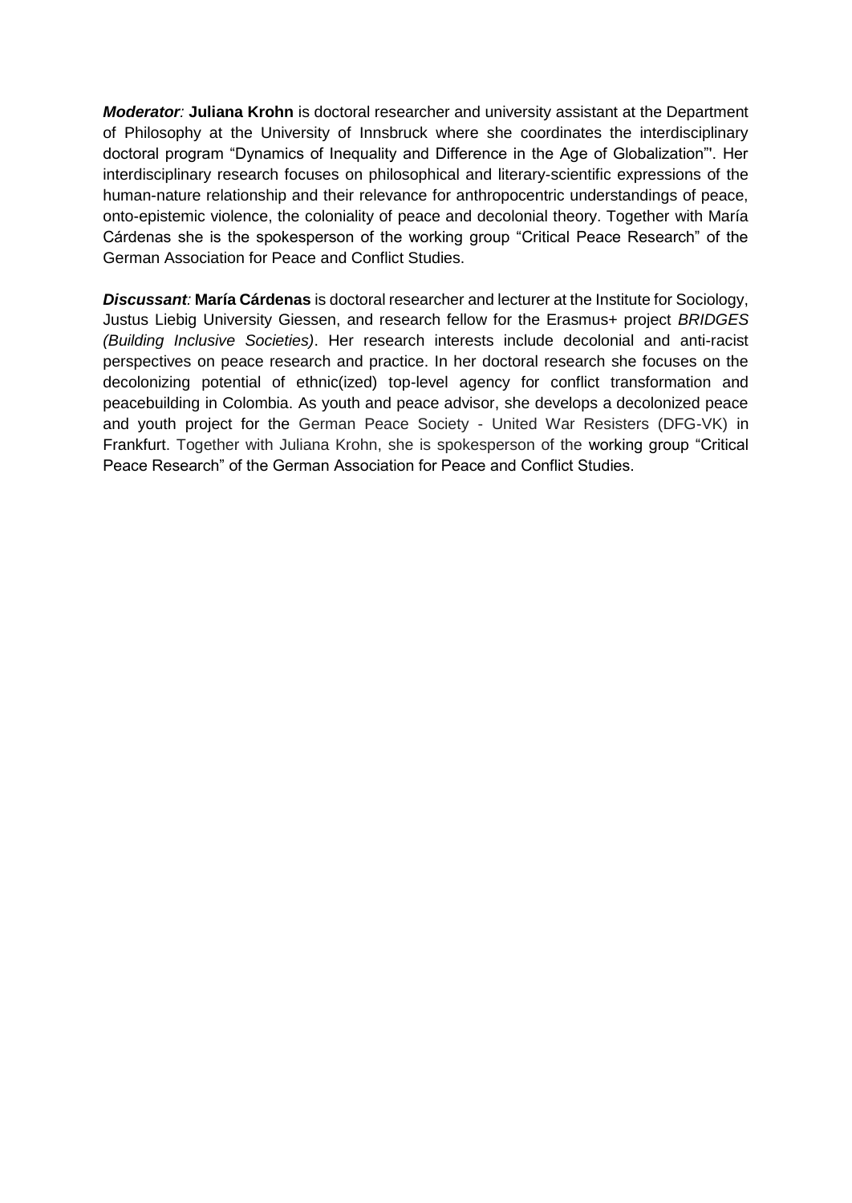***Moderator:*** **Juliana Krohn** is doctoral researcher and university assistant at the Department of Philosophy at the University of Innsbruck where she coordinates the interdisciplinary doctoral program "Dynamics of Inequality and Difference in the Age of Globalization"'. Her interdisciplinary research focuses on philosophical and literary-scientific expressions of the human-nature relationship and their relevance for anthropocentric understandings of peace, onto-epistemic violence, the coloniality of peace and decolonial theory. Together with María Cárdenas she is the spokesperson of the working group "Critical Peace Research" of the German Association for Peace and Conflict Studies.

***Discussant:*** **María Cárdenas** is doctoral researcher and lecturer at the Institute for Sociology, Justus Liebig University Giessen, and research fellow for the Erasmus+ project *BRIDGES (Building Inclusive Societies)*. Her research interests include decolonial and anti-racist perspectives on peace research and practice. In her doctoral research she focuses on the decolonizing potential of ethnic(ized) top-level agency for conflict transformation and peacebuilding in Colombia. As youth and peace advisor, she develops a decolonized peace and youth project for the German Peace Society - United War Resisters (DFG-VK) in Frankfurt. Together with Juliana Krohn, she is spokesperson of the working group "Critical Peace Research" of the German Association for Peace and Conflict Studies.